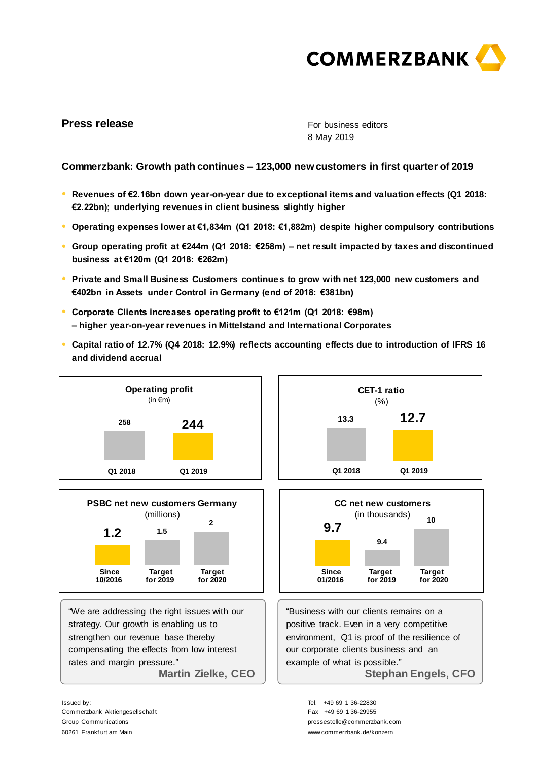# Press release

For business editors
8 May 2019

## Commerzbank: Growth path continues – 123,000 new customers in first quarter of 2019

- **Revenues of €2.16bn down year-on-year due to exceptional items and valuation effects (Q1 2018: €2.22bn); underlying revenues in client business slightly higher**
- **Operating expenses lower at €1,834m (Q1 2018: €1,882m) despite higher compulsory contributions**
- **Group operating profit at €244m (Q1 2018: €258m) – net result impacted by taxes and discontinued business at €120m (Q1 2018: €262m)**
- **Private and Small Business Customers continues to grow with net 123,000 new customers and €402bn in Assets under Control in Germany (end of 2018: €381bn)**
- **Corporate Clients increases operating profit to €121m (Q1 2018: €98m) – higher year-on-year revenues in Mittelstand and International Corporates**
- **Capital ratio of 12.7% (Q4 2018: 12.9%) reflects accounting effects due to introduction of IFRS 16 and dividend accrual**

**Operating profit** (in €m)

| Q1 2018 | Q1 2019 |
|---|---|
| 258 | 244 |

**CET-1 ratio** (%)

| Q1 2018 | Q1 2019 |
|---|---|
| 13.3 | 12.7 |

**PSBC net new customers Germany** (millions)

| Since 10/2016 | Target for 2019 | Target for 2020 |
|---|---|---|
| 1.2 | 1.5 | 2 |

**CC net new customers** (in thousands)

| Since 01/2016 | Target for 2019 | Target for 2020 |
|---|---|---|
| 9.7 | 9.4 | 10 |

"We are addressing the right issues with our strategy. Our growth is enabling us to strengthen our revenue base thereby compensating the effects from low interest rates and margin pressure."
**Martin Zielke, CEO**

"Business with our clients remains on a positive track. Even in a very competitive environment, Q1 is proof of the resilience of our corporate clients business and an example of what is possible."
**Stephan Engels, CFO**

Issued by:
Commerzbank Aktiengesellschaft
Group Communications
60261 Frankfurt am Main

Tel. +49 69 1 36-22830
Fax +49 69 1 36-29955
pressestelle@commerzbank.com
www.commerzbank.de/konzern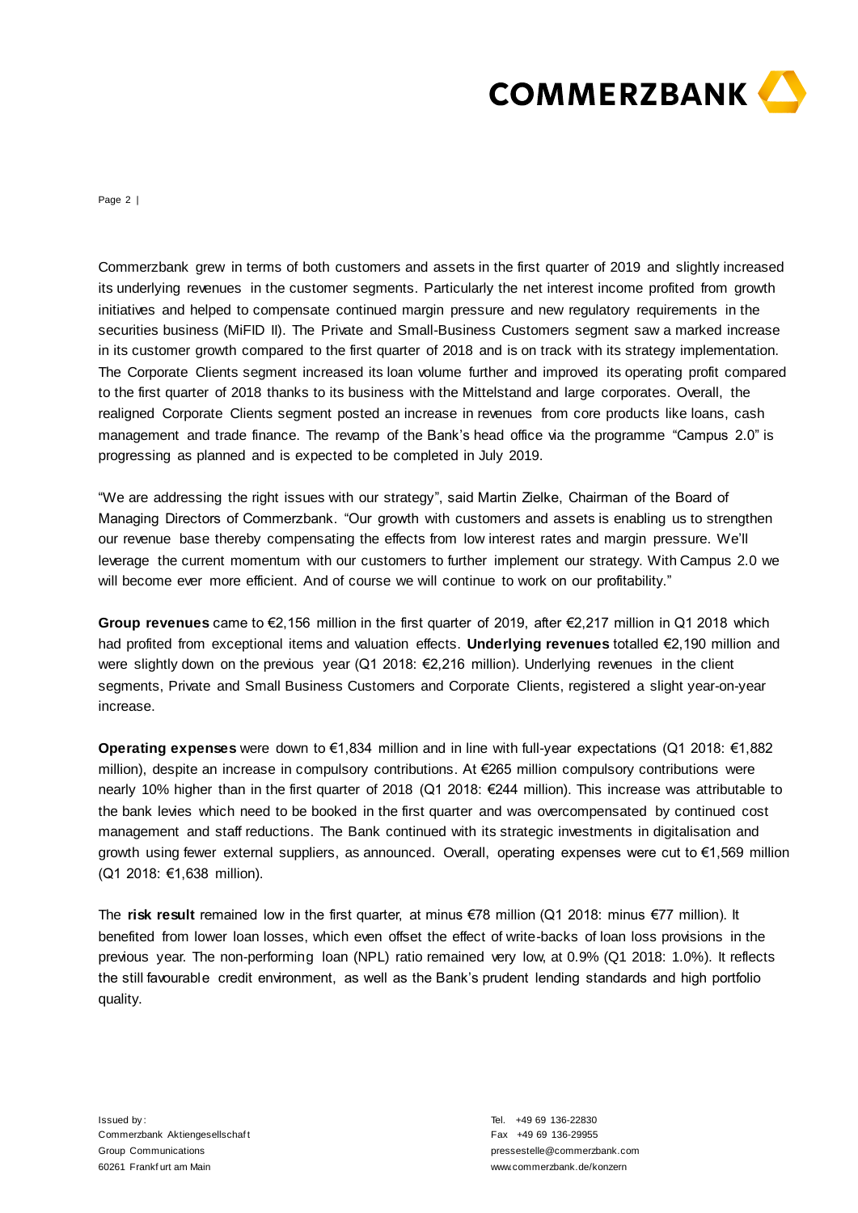Commerzbank grew in terms of both customers and assets in the first quarter of 2019 and slightly increased its underlying revenues in the customer segments. Particularly the net interest income profited from growth initiatives and helped to compensate continued margin pressure and new regulatory requirements in the securities business (MiFID II). The Private and Small-Business Customers segment saw a marked increase in its customer growth compared to the first quarter of 2018 and is on track with its strategy implementation. The Corporate Clients segment increased its loan volume further and improved its operating profit compared to the first quarter of 2018 thanks to its business with the Mittelstand and large corporates. Overall, the realigned Corporate Clients segment posted an increase in revenues from core products like loans, cash management and trade finance. The revamp of the Bank's head office via the programme "Campus 2.0" is progressing as planned and is expected to be completed in July 2019.

"We are addressing the right issues with our strategy", said Martin Zielke, Chairman of the Board of Managing Directors of Commerzbank. "Our growth with customers and assets is enabling us to strengthen our revenue base thereby compensating the effects from low interest rates and margin pressure. We'll leverage the current momentum with our customers to further implement our strategy. With Campus 2.0 we will become ever more efficient. And of course we will continue to work on our profitability."

**Group revenues** came to €2,156 million in the first quarter of 2019, after €2,217 million in Q1 2018 which had profited from exceptional items and valuation effects. **Underlying revenues** totalled €2,190 million and were slightly down on the previous year (Q1 2018: €2,216 million). Underlying revenues in the client segments, Private and Small Business Customers and Corporate Clients, registered a slight year-on-year increase.

**Operating expenses** were down to €1,834 million and in line with full-year expectations (Q1 2018: €1,882 million), despite an increase in compulsory contributions. At €265 million compulsory contributions were nearly 10% higher than in the first quarter of 2018 (Q1 2018: €244 million). This increase was attributable to the bank levies which need to be booked in the first quarter and was overcompensated by continued cost management and staff reductions. The Bank continued with its strategic investments in digitalisation and growth using fewer external suppliers, as announced. Overall, operating expenses were cut to €1,569 million (Q1 2018: €1,638 million).

The **risk result** remained low in the first quarter, at minus €78 million (Q1 2018: minus €77 million). It benefited from lower loan losses, which even offset the effect of write-backs of loan loss provisions in the previous year. The non-performing loan (NPL) ratio remained very low, at 0.9% (Q1 2018: 1.0%). It reflects the still favourable credit environment, as well as the Bank's prudent lending standards and high portfolio quality.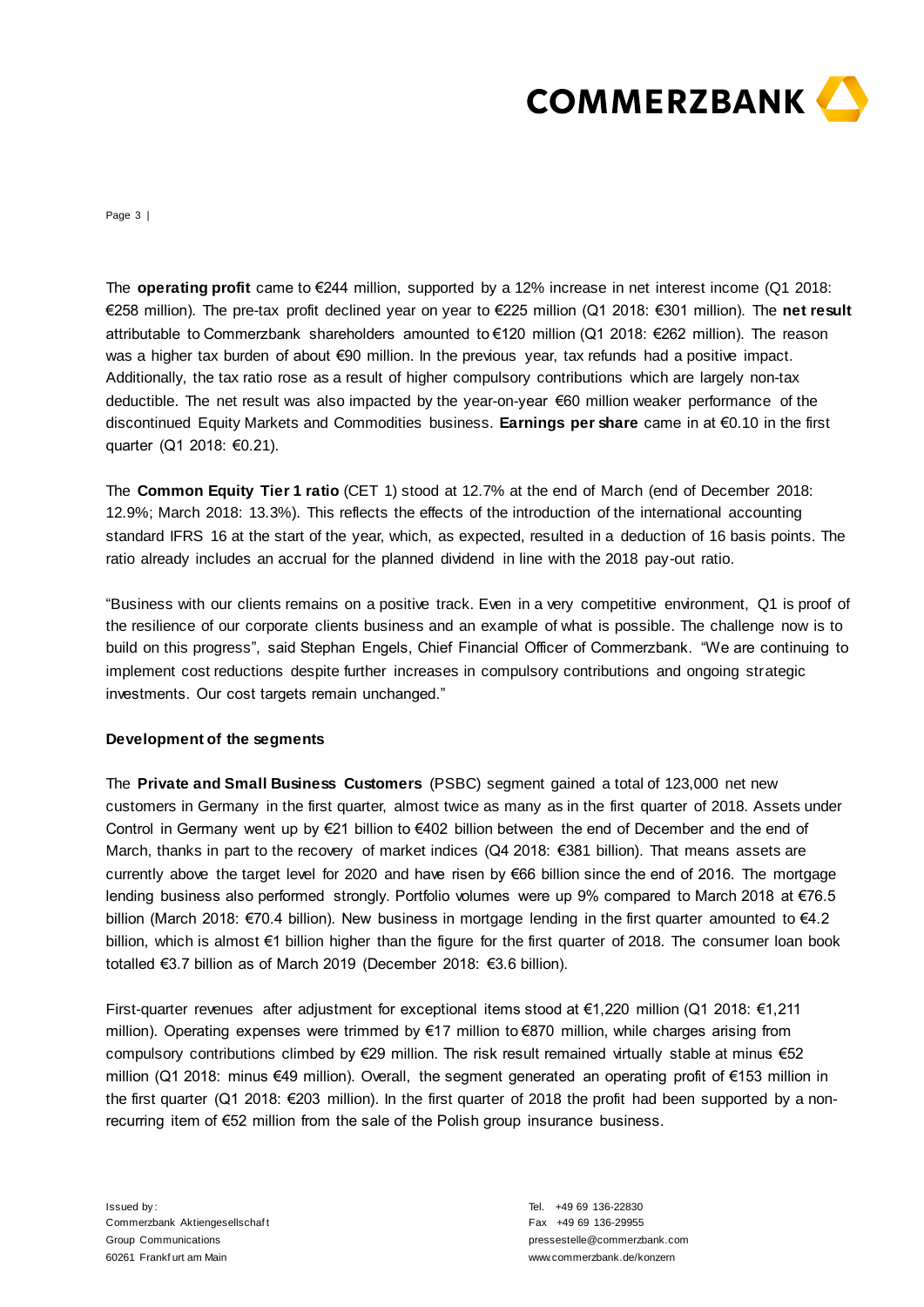The **operating profit** came to €244 million, supported by a 12% increase in net interest income (Q1 2018: €258 million). The pre-tax profit declined year on year to €225 million (Q1 2018: €301 million). The **net result** attributable to Commerzbank shareholders amounted to €120 million (Q1 2018: €262 million). The reason was a higher tax burden of about €90 million. In the previous year, tax refunds had a positive impact. Additionally, the tax ratio rose as a result of higher compulsory contributions which are largely non-tax deductible. The net result was also impacted by the year-on-year €60 million weaker performance of the discontinued Equity Markets and Commodities business. **Earnings per share** came in at €0.10 in the first quarter (Q1 2018: €0.21).

The **Common Equity Tier 1 ratio** (CET 1) stood at 12.7% at the end of March (end of December 2018: 12.9%; March 2018: 13.3%). This reflects the effects of the introduction of the international accounting standard IFRS 16 at the start of the year, which, as expected, resulted in a deduction of 16 basis points. The ratio already includes an accrual for the planned dividend in line with the 2018 pay-out ratio.

"Business with our clients remains on a positive track. Even in a very competitive environment, Q1 is proof of the resilience of our corporate clients business and an example of what is possible. The challenge now is to build on this progress", said Stephan Engels, Chief Financial Officer of Commerzbank. "We are continuing to implement cost reductions despite further increases in compulsory contributions and ongoing strategic investments. Our cost targets remain unchanged."

**Development of the segments**

The **Private and Small Business Customers** (PSBC) segment gained a total of 123,000 net new customers in Germany in the first quarter, almost twice as many as in the first quarter of 2018. Assets under Control in Germany went up by €21 billion to €402 billion between the end of December and the end of March, thanks in part to the recovery of market indices (Q4 2018: €381 billion). That means assets are currently above the target level for 2020 and have risen by €66 billion since the end of 2016. The mortgage lending business also performed strongly. Portfolio volumes were up 9% compared to March 2018 at €76.5 billion (March 2018: €70.4 billion). New business in mortgage lending in the first quarter amounted to €4.2 billion, which is almost €1 billion higher than the figure for the first quarter of 2018. The consumer loan book totalled €3.7 billion as of March 2019 (December 2018: €3.6 billion).

First-quarter revenues after adjustment for exceptional items stood at €1,220 million (Q1 2018: €1,211 million). Operating expenses were trimmed by €17 million to €870 million, while charges arising from compulsory contributions climbed by €29 million. The risk result remained virtually stable at minus €52 million (Q1 2018: minus €49 million). Overall, the segment generated an operating profit of €153 million in the first quarter (Q1 2018: €203 million). In the first quarter of 2018 the profit had been supported by a non-recurring item of €52 million from the sale of the Polish group insurance business.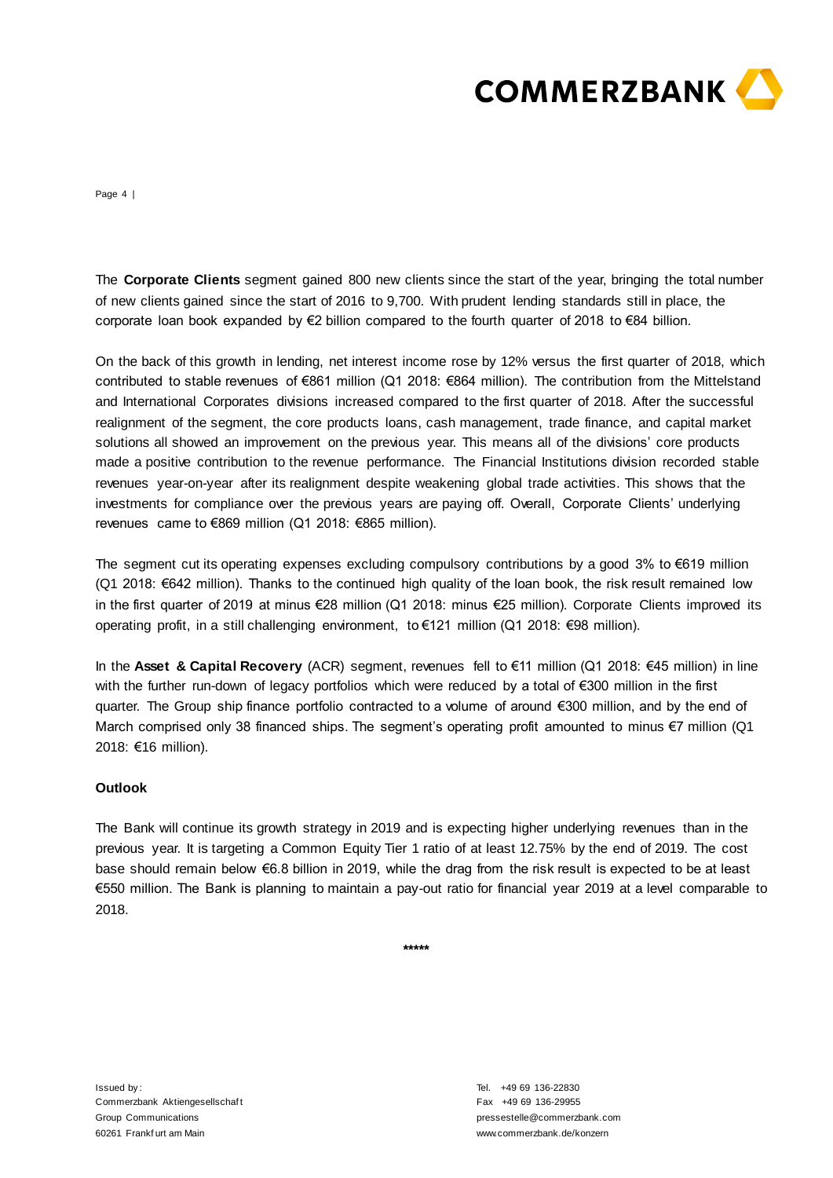The **Corporate Clients** segment gained 800 new clients since the start of the year, bringing the total number of new clients gained since the start of 2016 to 9,700. With prudent lending standards still in place, the corporate loan book expanded by €2 billion compared to the fourth quarter of 2018 to €84 billion.

On the back of this growth in lending, net interest income rose by 12% versus the first quarter of 2018, which contributed to stable revenues of €861 million (Q1 2018: €864 million). The contribution from the Mittelstand and International Corporates divisions increased compared to the first quarter of 2018. After the successful realignment of the segment, the core products loans, cash management, trade finance, and capital market solutions all showed an improvement on the previous year. This means all of the divisions' core products made a positive contribution to the revenue performance. The Financial Institutions division recorded stable revenues year-on-year after its realignment despite weakening global trade activities. This shows that the investments for compliance over the previous years are paying off. Overall, Corporate Clients' underlying revenues came to €869 million (Q1 2018: €865 million).

The segment cut its operating expenses excluding compulsory contributions by a good 3% to €619 million (Q1 2018: €642 million). Thanks to the continued high quality of the loan book, the risk result remained low in the first quarter of 2019 at minus €28 million (Q1 2018: minus €25 million). Corporate Clients improved its operating profit, in a still challenging environment, to €121 million (Q1 2018: €98 million).

In the **Asset & Capital Recovery** (ACR) segment, revenues fell to €11 million (Q1 2018: €45 million) in line with the further run-down of legacy portfolios which were reduced by a total of €300 million in the first quarter. The Group ship finance portfolio contracted to a volume of around €300 million, and by the end of March comprised only 38 financed ships. The segment's operating profit amounted to minus €7 million (Q1 2018: €16 million).

**Outlook**

The Bank will continue its growth strategy in 2019 and is expecting higher underlying revenues than in the previous year. It is targeting a Common Equity Tier 1 ratio of at least 12.75% by the end of 2019. The cost base should remain below €6.8 billion in 2019, while the drag from the risk result is expected to be at least €550 million. The Bank is planning to maintain a pay-out ratio for financial year 2019 at a level comparable to 2018.

*****

Issued by:
Commerzbank Aktiengesellschaft
Group Communications
60261 Frankfurt am Main

Tel. +49 69 136-22830
Fax +49 69 136-29955
pressestelle@commerzbank.com
www.commerzbank.de/konzern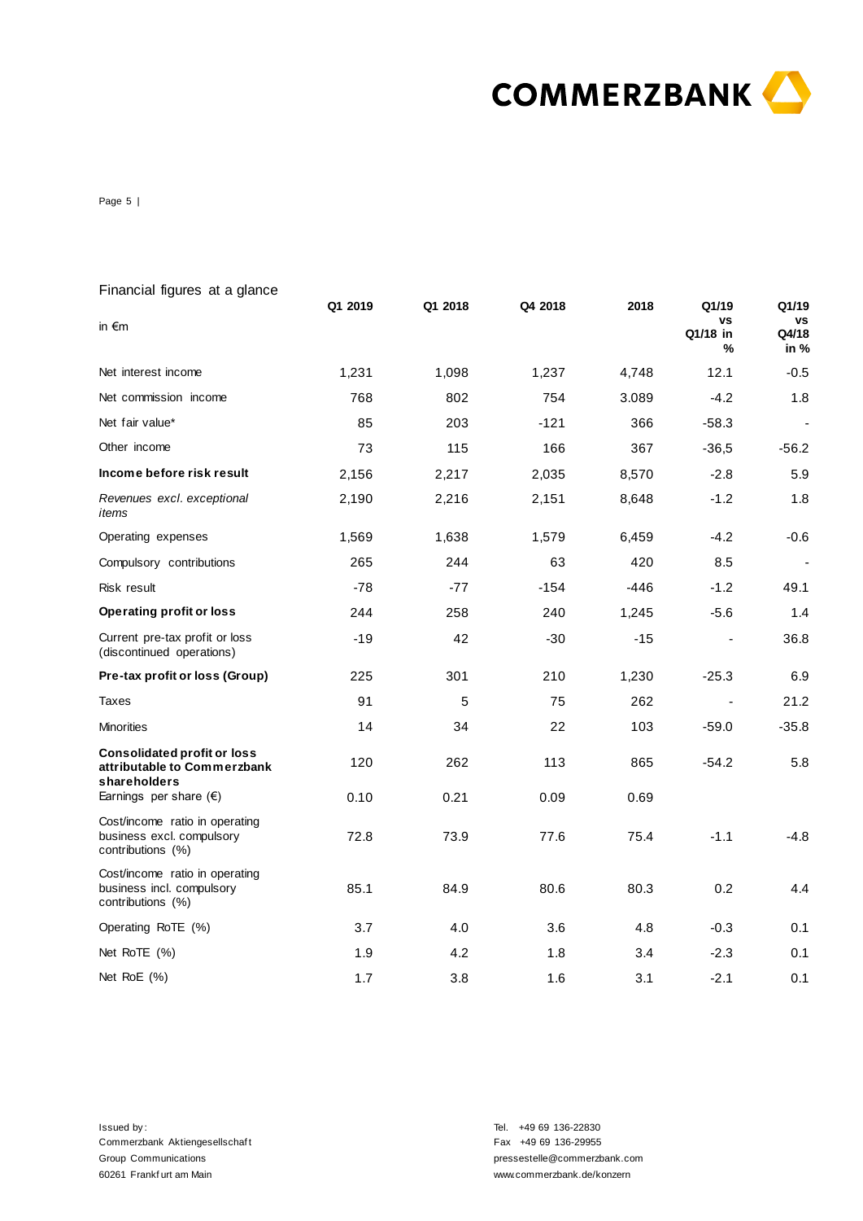Financial figures at a glance

| in €m | Q1 2019 | Q1 2018 | Q4 2018 | 2018 | Q1/19 vs Q1/18 in % | Q1/19 vs Q4/18 in % |
|---|---|---|---|---|---|---|
| Net interest income | 1,231 | 1,098 | 1,237 | 4,748 | 12.1 | -0.5 |
| Net commission income | 768 | 802 | 754 | 3.089 | -4.2 | 1.8 |
| Net fair value* | 85 | 203 | -121 | 366 | -58.3 | - |
| Other income | 73 | 115 | 166 | 367 | -36,5 | -56.2 |
| **Income before risk result** | 2,156 | 2,217 | 2,035 | 8,570 | -2.8 | 5.9 |
| *Revenues excl. exceptional items* | 2,190 | 2,216 | 2,151 | 8,648 | -1.2 | 1.8 |
| Operating expenses | 1,569 | 1,638 | 1,579 | 6,459 | -4.2 | -0.6 |
| Compulsory contributions | 265 | 244 | 63 | 420 | 8.5 | - |
| Risk result | -78 | -77 | -154 | -446 | -1.2 | 49.1 |
| **Operating profit or loss** | 244 | 258 | 240 | 1,245 | -5.6 | 1.4 |
| Current pre-tax profit or loss (discontinued operations) | -19 | 42 | -30 | -15 | - | 36.8 |
| **Pre-tax profit or loss (Group)** | 225 | 301 | 210 | 1,230 | -25.3 | 6.9 |
| Taxes | 91 | 5 | 75 | 262 | - | 21.2 |
| Minorities | 14 | 34 | 22 | 103 | -59.0 | -35.8 |
| **Consolidated profit or loss attributable to Commerzbank shareholders** | 120 | 262 | 113 | 865 | -54.2 | 5.8 |
| Earnings per share (€) | 0.10 | 0.21 | 0.09 | 0.69 | | |
| Cost/income ratio in operating business excl. compulsory contributions (%) | 72.8 | 73.9 | 77.6 | 75.4 | -1.1 | -4.8 |
| Cost/income ratio in operating business incl. compulsory contributions (%) | 85.1 | 84.9 | 80.6 | 80.3 | 0.2 | 4.4 |
| Operating RoTE (%) | 3.7 | 4.0 | 3.6 | 4.8 | -0.3 | 0.1 |
| Net RoTE (%) | 1.9 | 4.2 | 1.8 | 3.4 | -2.3 | 0.1 |
| Net RoE (%) | 1.7 | 3.8 | 1.6 | 3.1 | -2.1 | 0.1 |

Issued by:
Commerzbank Aktiengesellschaft
Group Communications
60261 Frankfurt am Main

Tel. +49 69 136-22830
Fax +49 69 136-29955
pressestelle@commerzbank.com
www.commerzbank.de/konzern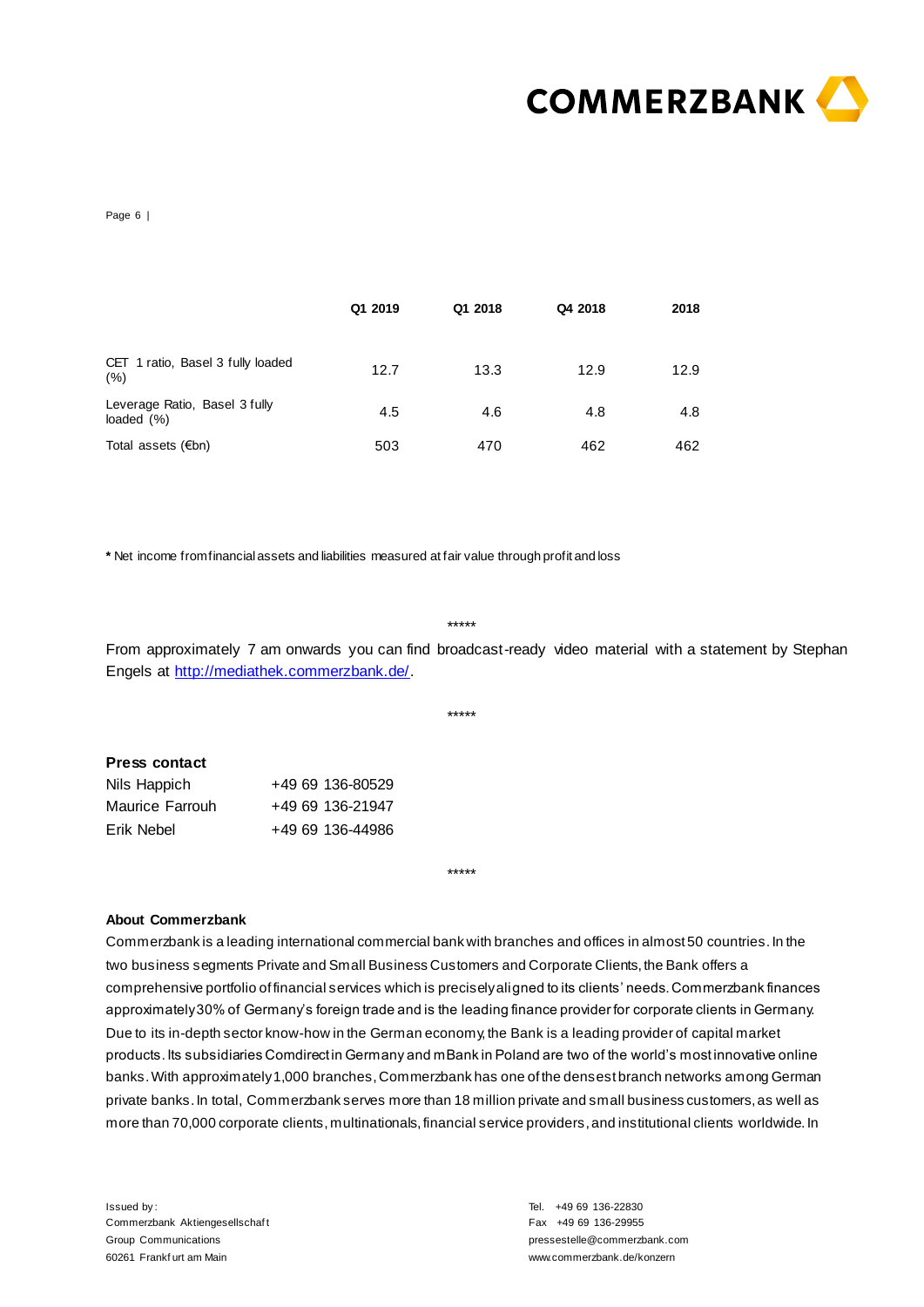|  | Q1 2019 | Q1 2018 | Q4 2018 | 2018 |
|---|---|---|---|---|
| CET 1 ratio, Basel 3 fully loaded (%) | 12.7 | 13.3 | 12.9 | 12.9 |
| Leverage Ratio, Basel 3 fully loaded (%) | 4.5 | 4.6 | 4.8 | 4.8 |
| Total assets (€bn) | 503 | 470 | 462 | 462 |

**\*** Net income from financial assets and liabilities measured at fair value through profit and loss

*****

From approximately 7 am onwards you can find broadcast-ready video material with a statement by Stephan Engels at [http://mediathek.commerzbank.de/](http://mediathek.commerzbank.de/).

*****

**Press contact**

| | |
|---|---|
| Nils Happich | +49 69 136-80529 |
| Maurice Farrouh | +49 69 136-21947 |
| Erik Nebel | +49 69 136-44986 |

*****

**About Commerzbank**

Commerzbank is a leading international commercial bank with branches and offices in almost 50 countries. In the two business segments Private and Small Business Customers and Corporate Clients, the Bank offers a comprehensive portfolio of financial services which is precisely aligned to its clients' needs. Commerzbank finances approximately 30% of Germany's foreign trade and is the leading finance provider for corporate clients in Germany. Due to its in-depth sector know-how in the German economy, the Bank is a leading provider of capital market products. Its subsidiaries Comdirect in Germany and mBank in Poland are two of the world's most innovative online banks. With approximately 1,000 branches, Commerzbank has one of the densest branch networks among German private banks. In total, Commerzbank serves more than 18 million private and small business customers, as well as more than 70,000 corporate clients, multinationals, financial service providers, and institutional clients worldwide. In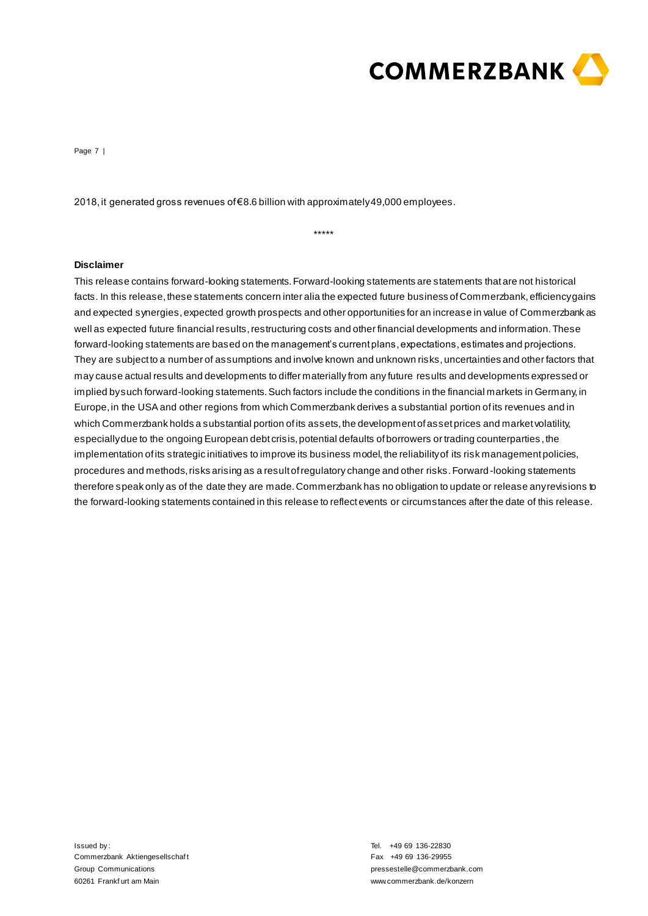2018, it generated gross revenues of €8.6 billion with approximately 49,000 employees.

*****

**Disclaimer**

This release contains forward-looking statements. Forward-looking statements are statements that are not historical facts. In this release, these statements concern inter alia the expected future business of Commerzbank, efficiency gains and expected synergies, expected growth prospects and other opportunities for an increase in value of Commerzbank as well as expected future financial results, restructuring costs and other financial developments and information. These forward-looking statements are based on the management's current plans, expectations, estimates and projections. They are subject to a number of assumptions and involve known and unknown risks, uncertainties and other factors that may cause actual results and developments to differ materially from any future results and developments expressed or implied by such forward-looking statements. Such factors include the conditions in the financial markets in Germany, in Europe, in the USA and other regions from which Commerzbank derives a substantial portion of its revenues and in which Commerzbank holds a substantial portion of its assets, the development of asset prices and market volatility, especially due to the ongoing European debt crisis, potential defaults of borrowers or trading counterparties, the implementation of its strategic initiatives to improve its business model, the reliability of its risk management policies, procedures and methods, risks arising as a result of regulatory change and other risks. Forward-looking statements therefore speak only as of the date they are made. Commerzbank has no obligation to update or release any revisions to the forward-looking statements contained in this release to reflect events or circumstances after the date of this release.

Issued by:
Commerzbank Aktiengesellschaft
Group Communications
60261 Frankfurt am Main

Tel. +49 69 136-22830
Fax +49 69 136-29955
pressestelle@commerzbank.com
www.commerzbank.de/konzern